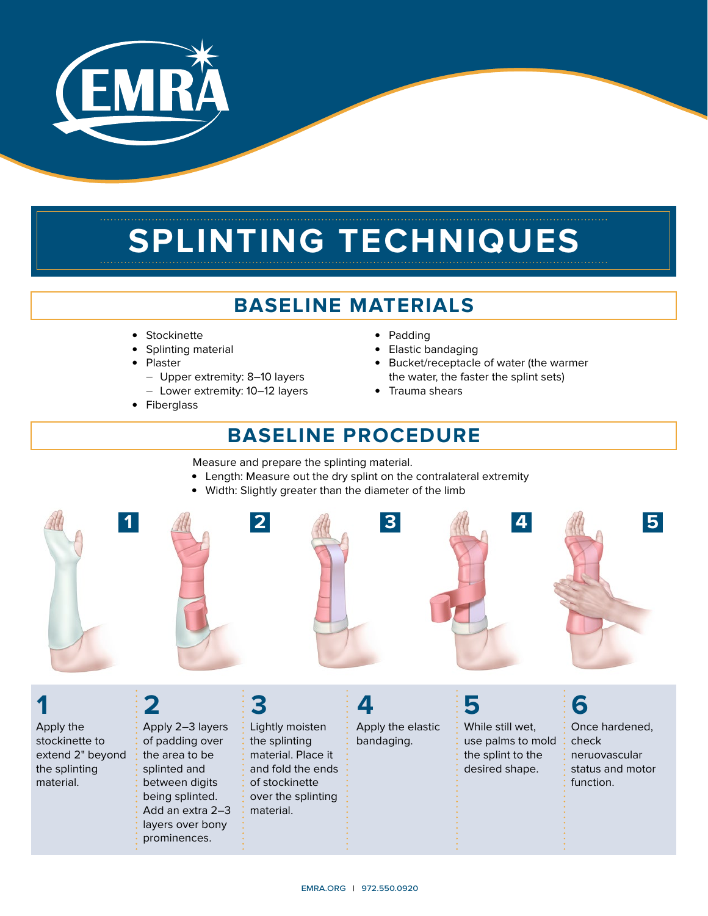# SPLINTING TECHNIQUES

## BASELINE MATERIALS

- Stockinette
- Splinting material
- Plaster
  - Upper extremity: 8–10 layers
  - Lower extremity: 10–12 layers
- Fiberglass
- Padding
- Elastic bandaging
- Bucket/receptacle of water (the warmer the water, the faster the splint sets)
- Trauma shears

## BASELINE PROCEDURE

Measure and prepare the splinting material.

- Length: Measure out the dry splint on the contralateral extremity
- Width: Slightly greater than the diameter of the limb

**1**
Apply the stockinette to extend 2" beyond the splinting material.

**2**
Apply 2–3 layers of padding over the area to be splinted and between digits being splinted. Add an extra 2–3 layers over bony prominences.

**3**
Lightly moisten the splinting material. Place it and fold the ends of stockinette over the splinting material.

**4**
Apply the elastic bandaging.

**5**
While still wet, use palms to mold the splint to the desired shape.

**6**
Once hardened, check neruovascular status and motor function.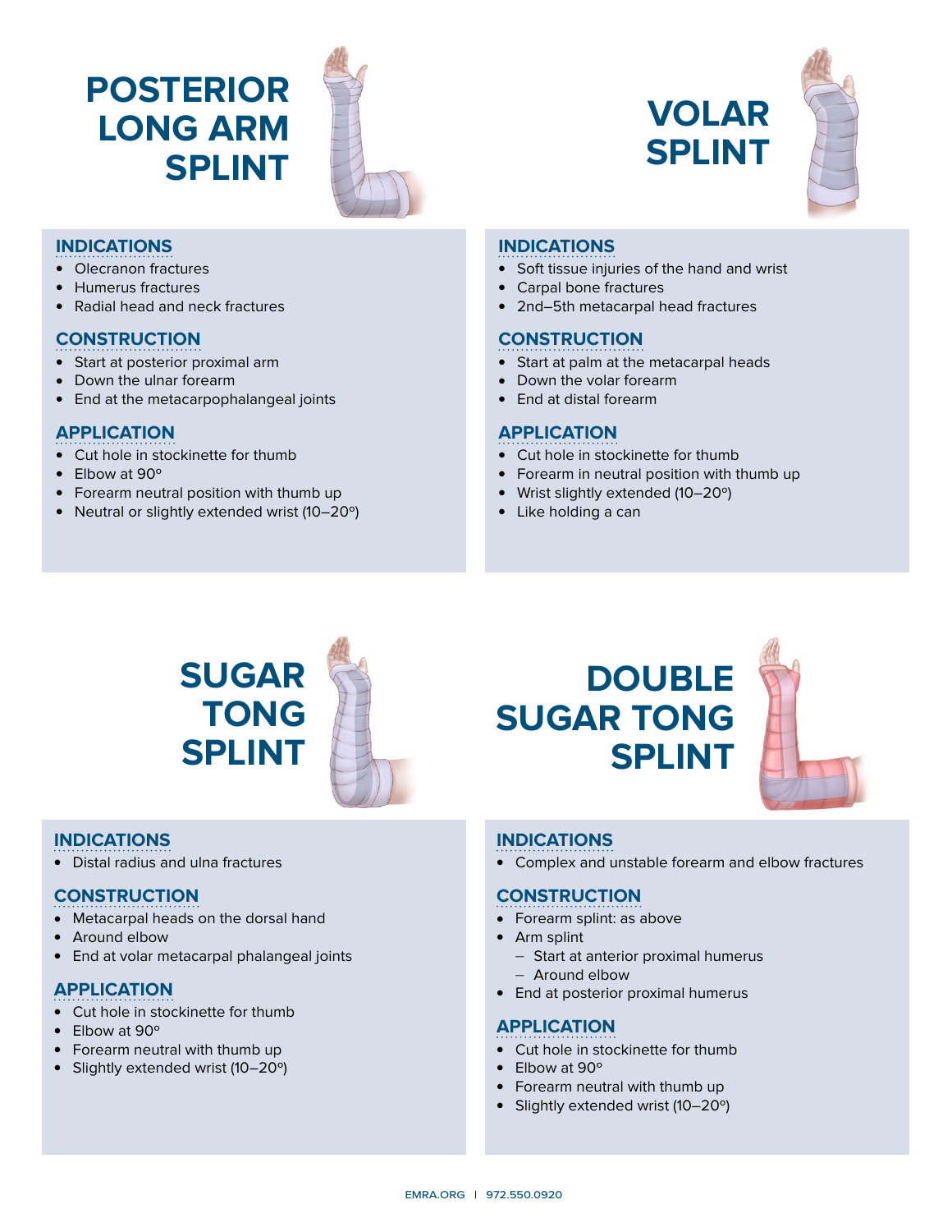# POSTERIOR LONG ARM SPLINT

### INDICATIONS

- Olecranon fractures
- Humerus fractures
- Radial head and neck fractures

### CONSTRUCTION

- Start at posterior proximal arm
- Down the ulnar forearm
- End at the metacarpophalangeal joints

### APPLICATION

- Cut hole in stockinette for thumb
- Elbow at 90º
- Forearm neutral position with thumb up
- Neutral or slightly extended wrist (10–20º)

# VOLAR SPLINT

### INDICATIONS

- Soft tissue injuries of the hand and wrist
- Carpal bone fractures
- 2nd–5th metacarpal head fractures

### CONSTRUCTION

- Start at palm at the metacarpal heads
- Down the volar forearm
- End at distal forearm

### APPLICATION

- Cut hole in stockinette for thumb
- Forearm in neutral position with thumb up
- Wrist slightly extended (10–20º)
- Like holding a can

# SUGAR TONG SPLINT

### INDICATIONS

- Distal radius and ulna fractures

### CONSTRUCTION

- Metacarpal heads on the dorsal hand
- Around elbow
- End at volar metacarpal phalangeal joints

### APPLICATION

- Cut hole in stockinette for thumb
- Elbow at 90º
- Forearm neutral with thumb up
- Slightly extended wrist (10–20º)

# DOUBLE SUGAR TONG SPLINT

### INDICATIONS

- Complex and unstable forearm and elbow fractures

### CONSTRUCTION

- Forearm splint: as above
- Arm splint
  - Start at anterior proximal humerus
  - Around elbow
- End at posterior proximal humerus

### APPLICATION

- Cut hole in stockinette for thumb
- Elbow at 90º
- Forearm neutral with thumb up
- Slightly extended wrist (10–20º)

EMRA.ORG | 972.550.0920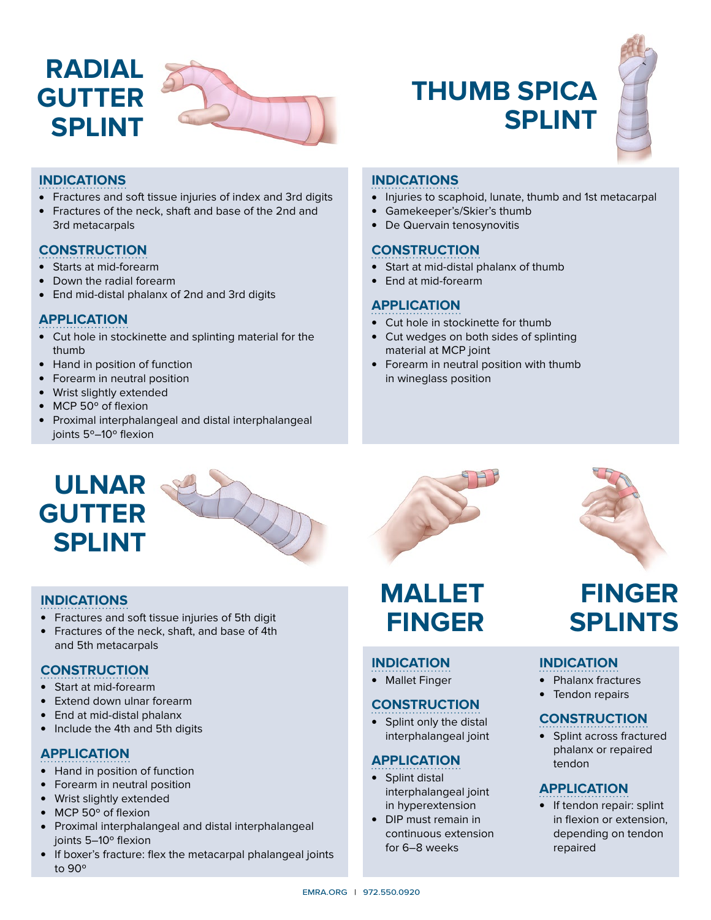# RADIAL GUTTER SPLINT

### INDICATIONS

- Fractures and soft tissue injuries of index and 3rd digits
- Fractures of the neck, shaft and base of the 2nd and 3rd metacarpals

### CONSTRUCTION

- Starts at mid-forearm
- Down the radial forearm
- End mid-distal phalanx of 2nd and 3rd digits

### APPLICATION

- Cut hole in stockinette and splinting material for the thumb
- Hand in position of function
- Forearm in neutral position
- Wrist slightly extended
- MCP 50º of flexion
- Proximal interphalangeal and distal interphalangeal joints 5º–10º flexion

# THUMB SPICA SPLINT

### INDICATIONS

- Injuries to scaphoid, lunate, thumb and 1st metacarpal
- Gamekeeper's/Skier's thumb
- De Quervain tenosynovitis

### CONSTRUCTION

- Start at mid-distal phalanx of thumb
- End at mid-forearm

### APPLICATION

- Cut hole in stockinette for thumb
- Cut wedges on both sides of splinting material at MCP joint
- Forearm in neutral position with thumb in wineglass position

# ULNAR GUTTER SPLINT

### INDICATIONS

- Fractures and soft tissue injuries of 5th digit
- Fractures of the neck, shaft, and base of 4th and 5th metacarpals

### CONSTRUCTION

- Start at mid-forearm
- Extend down ulnar forearm
- End at mid-distal phalanx
- Include the 4th and 5th digits

### APPLICATION

- Hand in position of function
- Forearm in neutral position
- Wrist slightly extended
- MCP 50º of flexion
- Proximal interphalangeal and distal interphalangeal joints 5–10º flexion
- If boxer's fracture: flex the metacarpal phalangeal joints to 90º

# MALLET FINGER

### INDICATION

- Mallet Finger

### CONSTRUCTION

- Splint only the distal interphalangeal joint

### APPLICATION

- Splint distal interphalangeal joint in hyperextension
- DIP must remain in continuous extension for 6–8 weeks

# FINGER SPLINTS

### INDICATION

- Phalanx fractures
- Tendon repairs

### CONSTRUCTION

- Splint across fractured phalanx or repaired tendon

### APPLICATION

- If tendon repair: splint in flexion or extension, depending on tendon repaired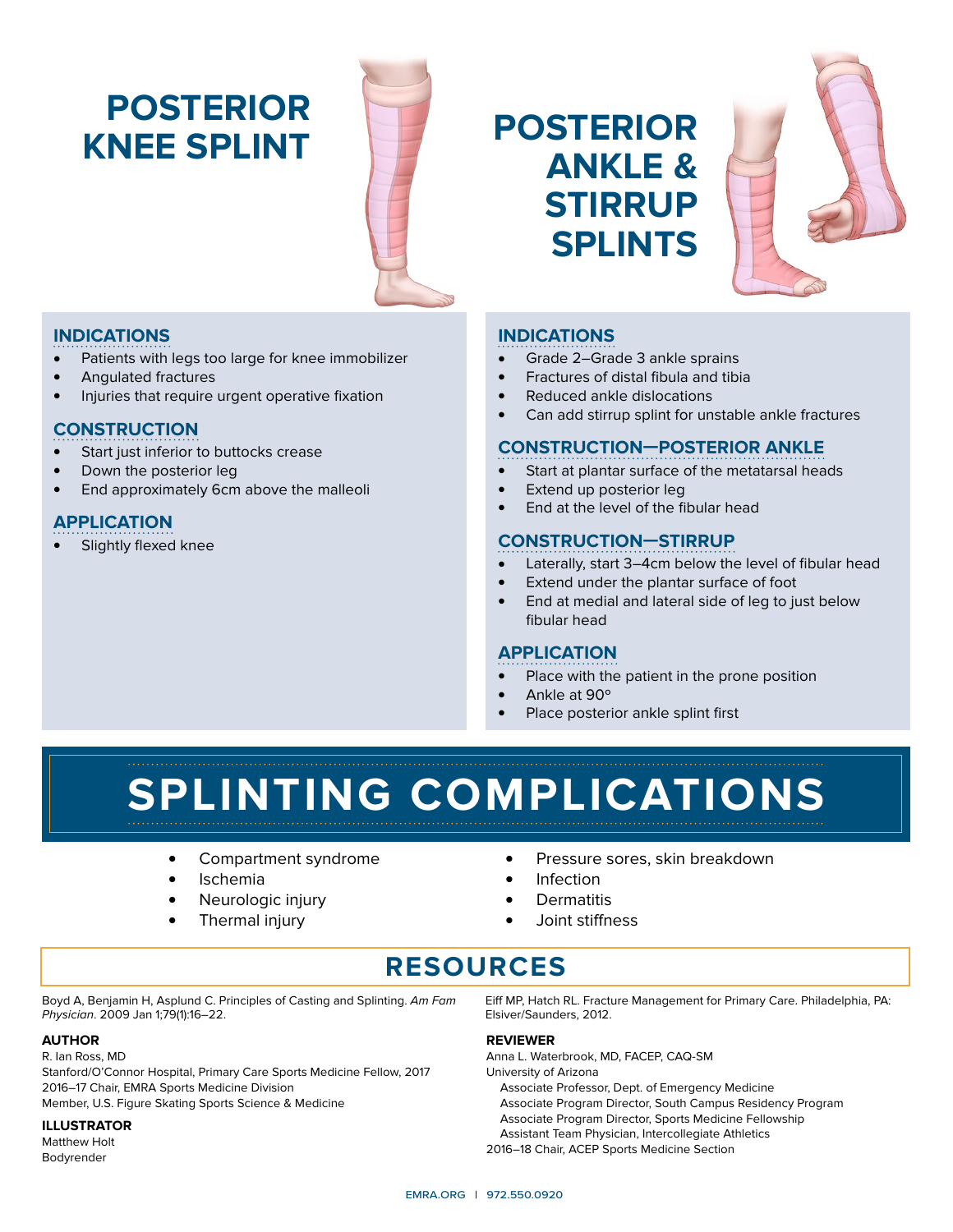# POSTERIOR KNEE SPLINT

## INDICATIONS

- Patients with legs too large for knee immobilizer
- Angulated fractures
- Injuries that require urgent operative fixation

## CONSTRUCTION

- Start just inferior to buttocks crease
- Down the posterior leg
- End approximately 6cm above the malleoli

## APPLICATION

- Slightly flexed knee

# POSTERIOR ANKLE & STIRRUP SPLINTS

## INDICATIONS

- Grade 2–Grade 3 ankle sprains
- Fractures of distal fibula and tibia
- Reduced ankle dislocations
- Can add stirrup splint for unstable ankle fractures

## CONSTRUCTION—POSTERIOR ANKLE

- Start at plantar surface of the metatarsal heads
- Extend up posterior leg
- End at the level of the fibular head

## CONSTRUCTION—STIRRUP

- Laterally, start 3–4cm below the level of fibular head
- Extend under the plantar surface of foot
- End at medial and lateral side of leg to just below fibular head

## APPLICATION

- Place with the patient in the prone position
- Ankle at 90°
- Place posterior ankle splint first

# SPLINTING COMPLICATIONS

- Compartment syndrome
- Ischemia
- Neurologic injury
- Thermal injury
- Pressure sores, skin breakdown
- Infection
- Dermatitis
- Joint stiffness

# RESOURCES

Boyd A, Benjamin H, Asplund C. Principles of Casting and Splinting. *Am Fam Physician*. 2009 Jan 1;79(1):16–22.

Eiff MP, Hatch RL. Fracture Management for Primary Care. Philadelphia, PA: Elsiver/Saunders, 2012.

**AUTHOR**

R. Ian Ross, MD
Stanford/O'Connor Hospital, Primary Care Sports Medicine Fellow, 2017
2016–17 Chair, EMRA Sports Medicine Division
Member, U.S. Figure Skating Sports Science & Medicine

**ILLUSTRATOR**

Matthew Holt
Bodyrender

**REVIEWER**

Anna L. Waterbrook, MD, FACEP, CAQ-SM
University of Arizona
Associate Professor, Dept. of Emergency Medicine
Associate Program Director, South Campus Residency Program
Associate Program Director, Sports Medicine Fellowship
Assistant Team Physician, Intercollegiate Athletics
2016–18 Chair, ACEP Sports Medicine Section

EMRA.ORG | 972.550.0920